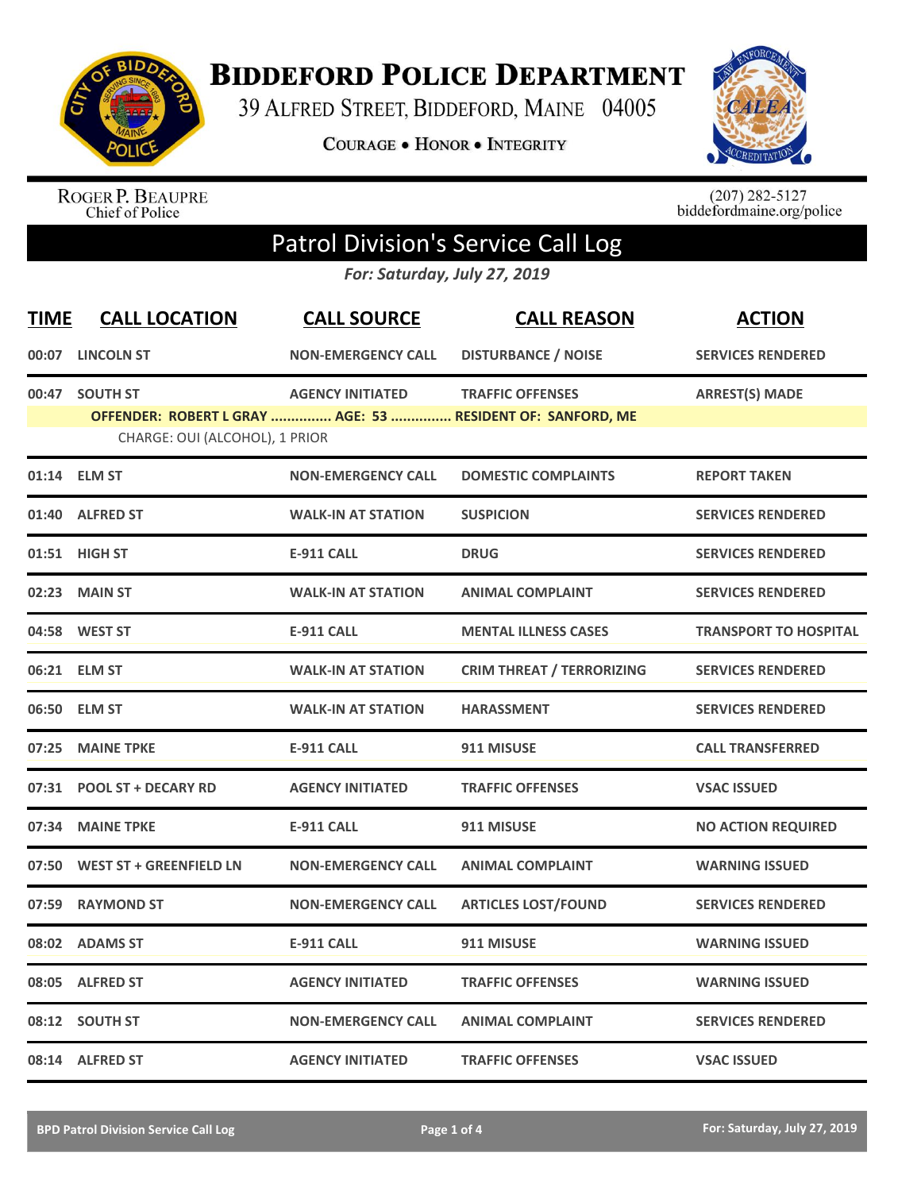# Biddeford Police Department

39 Alfred Street, Biddeford, Maine 04005

**Courage • Honor • Integrity**

Roger P. Beaupre
Chief of Police

(207) 282-5127
biddefordmaine.org/police

## Patrol Division's Service Call Log

*For: Saturday, July 27, 2019*

| TIME | CALL LOCATION | CALL SOURCE | CALL REASON | ACTION |
|---|---|---|---|---|
| 00:07 | LINCOLN ST | NON-EMERGENCY CALL | DISTURBANCE / NOISE | SERVICES RENDERED |
| 00:47 | SOUTH ST | AGENCY INITIATED | TRAFFIC OFFENSES | ARREST(S) MADE |
| | OFFENDER: ROBERT L GRAY ............... AGE: 53 ............... RESIDENT OF: SANFORD, ME | | | |
| | CHARGE: OUI (ALCOHOL), 1 PRIOR | | | |
| 01:14 | ELM ST | NON-EMERGENCY CALL | DOMESTIC COMPLAINTS | REPORT TAKEN |
| 01:40 | ALFRED ST | WALK-IN AT STATION | SUSPICION | SERVICES RENDERED |
| 01:51 | HIGH ST | E-911 CALL | DRUG | SERVICES RENDERED |
| 02:23 | MAIN ST | WALK-IN AT STATION | ANIMAL COMPLAINT | SERVICES RENDERED |
| 04:58 | WEST ST | E-911 CALL | MENTAL ILLNESS CASES | TRANSPORT TO HOSPITAL |
| 06:21 | ELM ST | WALK-IN AT STATION | CRIM THREAT / TERRORIZING | SERVICES RENDERED |
| 06:50 | ELM ST | WALK-IN AT STATION | HARASSMENT | SERVICES RENDERED |
| 07:25 | MAINE TPKE | E-911 CALL | 911 MISUSE | CALL TRANSFERRED |
| 07:31 | POOL ST + DECARY RD | AGENCY INITIATED | TRAFFIC OFFENSES | VSAC ISSUED |
| 07:34 | MAINE TPKE | E-911 CALL | 911 MISUSE | NO ACTION REQUIRED |
| 07:50 | WEST ST + GREENFIELD LN | NON-EMERGENCY CALL | ANIMAL COMPLAINT | WARNING ISSUED |
| 07:59 | RAYMOND ST | NON-EMERGENCY CALL | ARTICLES LOST/FOUND | SERVICES RENDERED |
| 08:02 | ADAMS ST | E-911 CALL | 911 MISUSE | WARNING ISSUED |
| 08:05 | ALFRED ST | AGENCY INITIATED | TRAFFIC OFFENSES | WARNING ISSUED |
| 08:12 | SOUTH ST | NON-EMERGENCY CALL | ANIMAL COMPLAINT | SERVICES RENDERED |
| 08:14 | ALFRED ST | AGENCY INITIATED | TRAFFIC OFFENSES | VSAC ISSUED |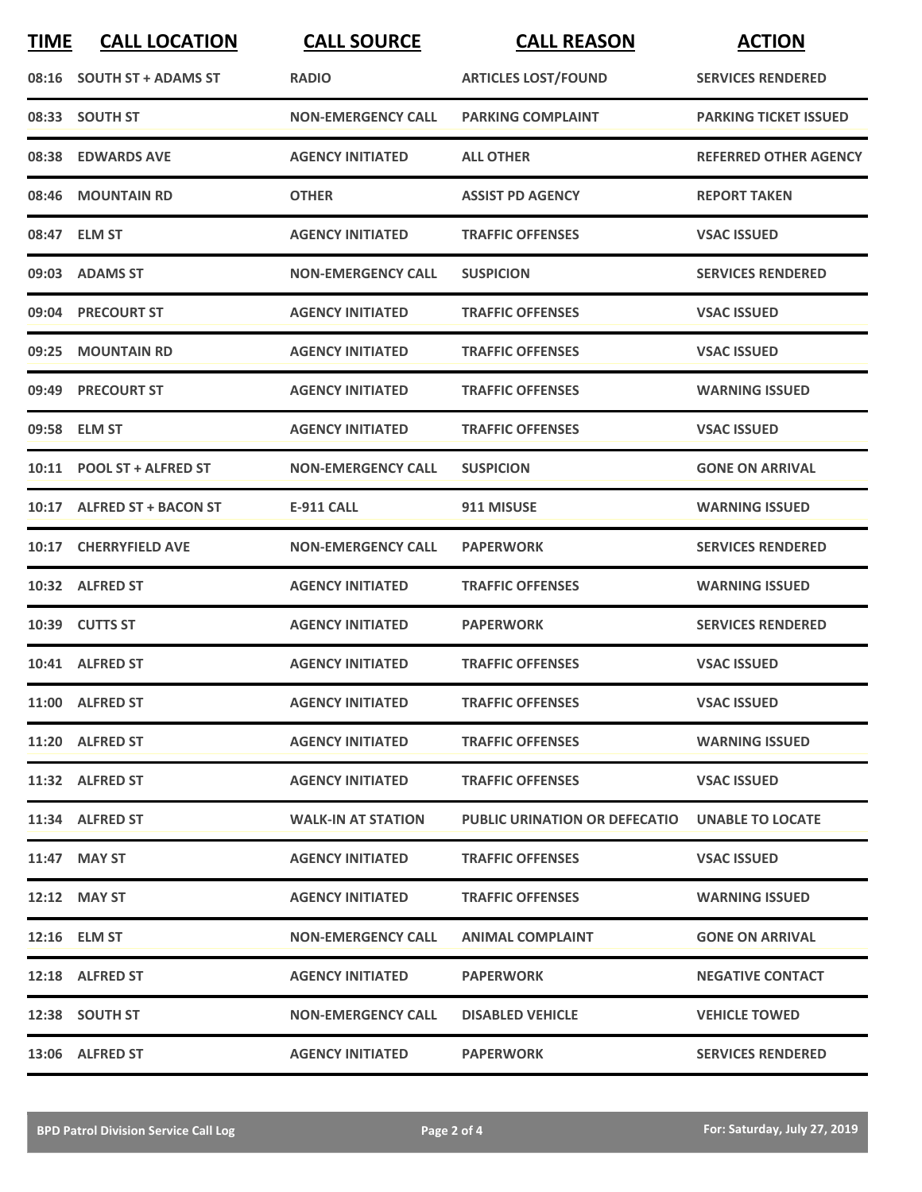| TIME | CALL LOCATION | CALL SOURCE | CALL REASON | ACTION |
|---|---|---|---|---|
| 08:16 | SOUTH ST + ADAMS ST | RADIO | ARTICLES LOST/FOUND | SERVICES RENDERED |
| 08:33 | SOUTH ST | NON-EMERGENCY CALL | PARKING COMPLAINT | PARKING TICKET ISSUED |
| 08:38 | EDWARDS AVE | AGENCY INITIATED | ALL OTHER | REFERRED OTHER AGENCY |
| 08:46 | MOUNTAIN RD | OTHER | ASSIST PD AGENCY | REPORT TAKEN |
| 08:47 | ELM ST | AGENCY INITIATED | TRAFFIC OFFENSES | VSAC ISSUED |
| 09:03 | ADAMS ST | NON-EMERGENCY CALL | SUSPICION | SERVICES RENDERED |
| 09:04 | PRECOURT ST | AGENCY INITIATED | TRAFFIC OFFENSES | VSAC ISSUED |
| 09:25 | MOUNTAIN RD | AGENCY INITIATED | TRAFFIC OFFENSES | VSAC ISSUED |
| 09:49 | PRECOURT ST | AGENCY INITIATED | TRAFFIC OFFENSES | WARNING ISSUED |
| 09:58 | ELM ST | AGENCY INITIATED | TRAFFIC OFFENSES | VSAC ISSUED |
| 10:11 | POOL ST + ALFRED ST | NON-EMERGENCY CALL | SUSPICION | GONE ON ARRIVAL |
| 10:17 | ALFRED ST + BACON ST | E-911 CALL | 911 MISUSE | WARNING ISSUED |
| 10:17 | CHERRYFIELD AVE | NON-EMERGENCY CALL | PAPERWORK | SERVICES RENDERED |
| 10:32 | ALFRED ST | AGENCY INITIATED | TRAFFIC OFFENSES | WARNING ISSUED |
| 10:39 | CUTTS ST | AGENCY INITIATED | PAPERWORK | SERVICES RENDERED |
| 10:41 | ALFRED ST | AGENCY INITIATED | TRAFFIC OFFENSES | VSAC ISSUED |
| 11:00 | ALFRED ST | AGENCY INITIATED | TRAFFIC OFFENSES | VSAC ISSUED |
| 11:20 | ALFRED ST | AGENCY INITIATED | TRAFFIC OFFENSES | WARNING ISSUED |
| 11:32 | ALFRED ST | AGENCY INITIATED | TRAFFIC OFFENSES | VSAC ISSUED |
| 11:34 | ALFRED ST | WALK-IN AT STATION | PUBLIC URINATION OR DEFECATIO | UNABLE TO LOCATE |
| 11:47 | MAY ST | AGENCY INITIATED | TRAFFIC OFFENSES | VSAC ISSUED |
| 12:12 | MAY ST | AGENCY INITIATED | TRAFFIC OFFENSES | WARNING ISSUED |
| 12:16 | ELM ST | NON-EMERGENCY CALL | ANIMAL COMPLAINT | GONE ON ARRIVAL |
| 12:18 | ALFRED ST | AGENCY INITIATED | PAPERWORK | NEGATIVE CONTACT |
| 12:38 | SOUTH ST | NON-EMERGENCY CALL | DISABLED VEHICLE | VEHICLE TOWED |
| 13:06 | ALFRED ST | AGENCY INITIATED | PAPERWORK | SERVICES RENDERED |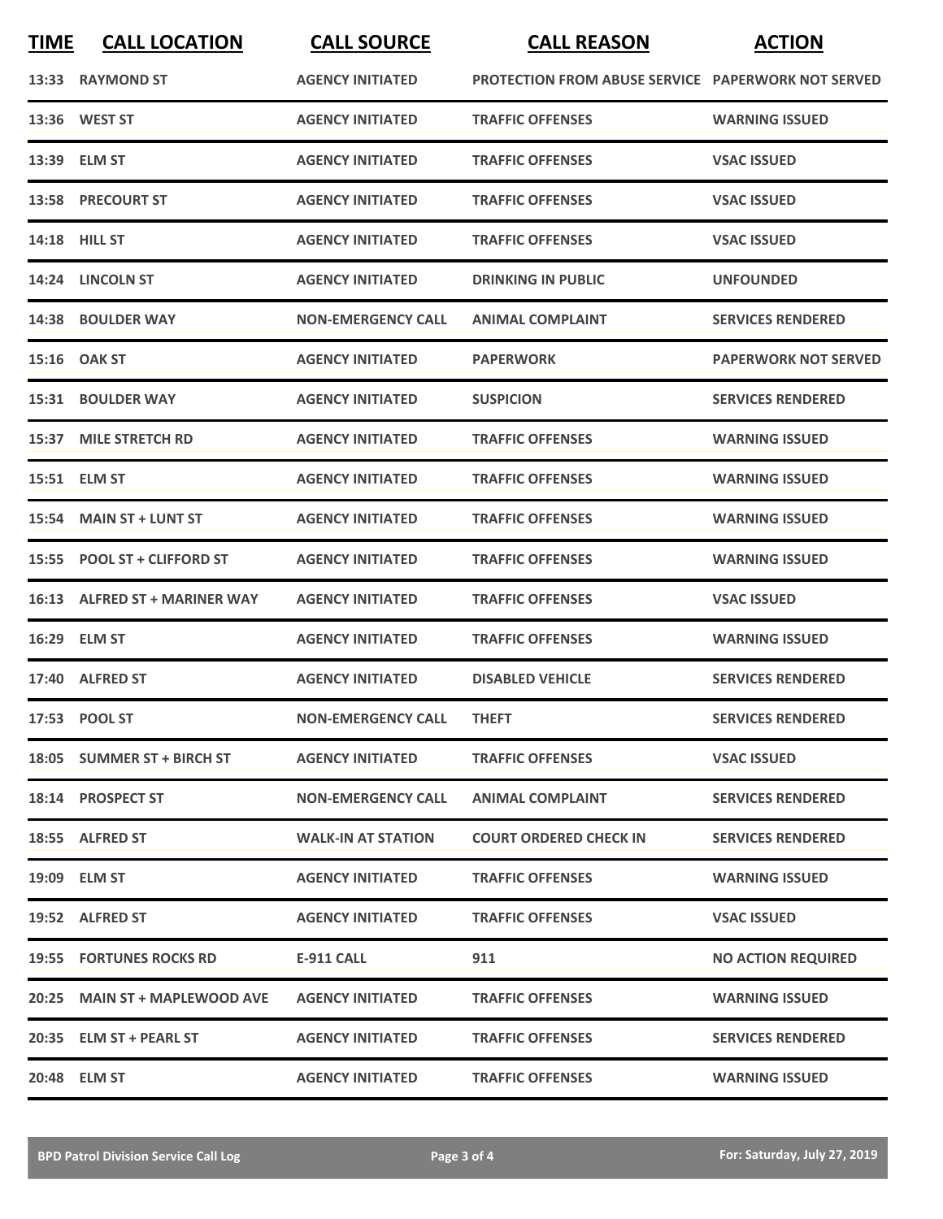| TIME | CALL LOCATION | CALL SOURCE | CALL REASON | ACTION |
|---|---|---|---|---|
| 13:33 | RAYMOND ST | AGENCY INITIATED | PROTECTION FROM ABUSE SERVICE | PAPERWORK NOT SERVED |
| 13:36 | WEST ST | AGENCY INITIATED | TRAFFIC OFFENSES | WARNING ISSUED |
| 13:39 | ELM ST | AGENCY INITIATED | TRAFFIC OFFENSES | VSAC ISSUED |
| 13:58 | PRECOURT ST | AGENCY INITIATED | TRAFFIC OFFENSES | VSAC ISSUED |
| 14:18 | HILL ST | AGENCY INITIATED | TRAFFIC OFFENSES | VSAC ISSUED |
| 14:24 | LINCOLN ST | AGENCY INITIATED | DRINKING IN PUBLIC | UNFOUNDED |
| 14:38 | BOULDER WAY | NON-EMERGENCY CALL | ANIMAL COMPLAINT | SERVICES RENDERED |
| 15:16 | OAK ST | AGENCY INITIATED | PAPERWORK | PAPERWORK NOT SERVED |
| 15:31 | BOULDER WAY | AGENCY INITIATED | SUSPICION | SERVICES RENDERED |
| 15:37 | MILE STRETCH RD | AGENCY INITIATED | TRAFFIC OFFENSES | WARNING ISSUED |
| 15:51 | ELM ST | AGENCY INITIATED | TRAFFIC OFFENSES | WARNING ISSUED |
| 15:54 | MAIN ST + LUNT ST | AGENCY INITIATED | TRAFFIC OFFENSES | WARNING ISSUED |
| 15:55 | POOL ST + CLIFFORD ST | AGENCY INITIATED | TRAFFIC OFFENSES | WARNING ISSUED |
| 16:13 | ALFRED ST + MARINER WAY | AGENCY INITIATED | TRAFFIC OFFENSES | VSAC ISSUED |
| 16:29 | ELM ST | AGENCY INITIATED | TRAFFIC OFFENSES | WARNING ISSUED |
| 17:40 | ALFRED ST | AGENCY INITIATED | DISABLED VEHICLE | SERVICES RENDERED |
| 17:53 | POOL ST | NON-EMERGENCY CALL | THEFT | SERVICES RENDERED |
| 18:05 | SUMMER ST + BIRCH ST | AGENCY INITIATED | TRAFFIC OFFENSES | VSAC ISSUED |
| 18:14 | PROSPECT ST | NON-EMERGENCY CALL | ANIMAL COMPLAINT | SERVICES RENDERED |
| 18:55 | ALFRED ST | WALK-IN AT STATION | COURT ORDERED CHECK IN | SERVICES RENDERED |
| 19:09 | ELM ST | AGENCY INITIATED | TRAFFIC OFFENSES | WARNING ISSUED |
| 19:52 | ALFRED ST | AGENCY INITIATED | TRAFFIC OFFENSES | VSAC ISSUED |
| 19:55 | FORTUNES ROCKS RD | E-911 CALL | 911 | NO ACTION REQUIRED |
| 20:25 | MAIN ST + MAPLEWOOD AVE | AGENCY INITIATED | TRAFFIC OFFENSES | WARNING ISSUED |
| 20:35 | ELM ST + PEARL ST | AGENCY INITIATED | TRAFFIC OFFENSES | SERVICES RENDERED |
| 20:48 | ELM ST | AGENCY INITIATED | TRAFFIC OFFENSES | WARNING ISSUED |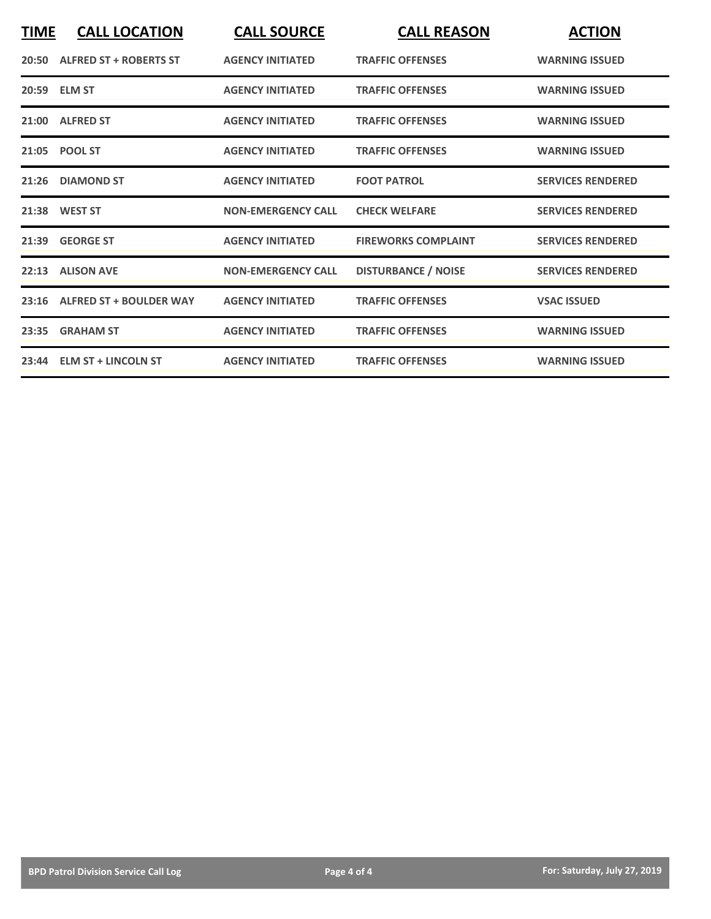| TIME | CALL LOCATION | CALL SOURCE | CALL REASON | ACTION |
|---|---|---|---|---|
| 20:50 | ALFRED ST + ROBERTS ST | AGENCY INITIATED | TRAFFIC OFFENSES | WARNING ISSUED |
| 20:59 | ELM ST | AGENCY INITIATED | TRAFFIC OFFENSES | WARNING ISSUED |
| 21:00 | ALFRED ST | AGENCY INITIATED | TRAFFIC OFFENSES | WARNING ISSUED |
| 21:05 | POOL ST | AGENCY INITIATED | TRAFFIC OFFENSES | WARNING ISSUED |
| 21:26 | DIAMOND ST | AGENCY INITIATED | FOOT PATROL | SERVICES RENDERED |
| 21:38 | WEST ST | NON-EMERGENCY CALL | CHECK WELFARE | SERVICES RENDERED |
| 21:39 | GEORGE ST | AGENCY INITIATED | FIREWORKS COMPLAINT | SERVICES RENDERED |
| 22:13 | ALISON AVE | NON-EMERGENCY CALL | DISTURBANCE / NOISE | SERVICES RENDERED |
| 23:16 | ALFRED ST + BOULDER WAY | AGENCY INITIATED | TRAFFIC OFFENSES | VSAC ISSUED |
| 23:35 | GRAHAM ST | AGENCY INITIATED | TRAFFIC OFFENSES | WARNING ISSUED |
| 23:44 | ELM ST + LINCOLN ST | AGENCY INITIATED | TRAFFIC OFFENSES | WARNING ISSUED |